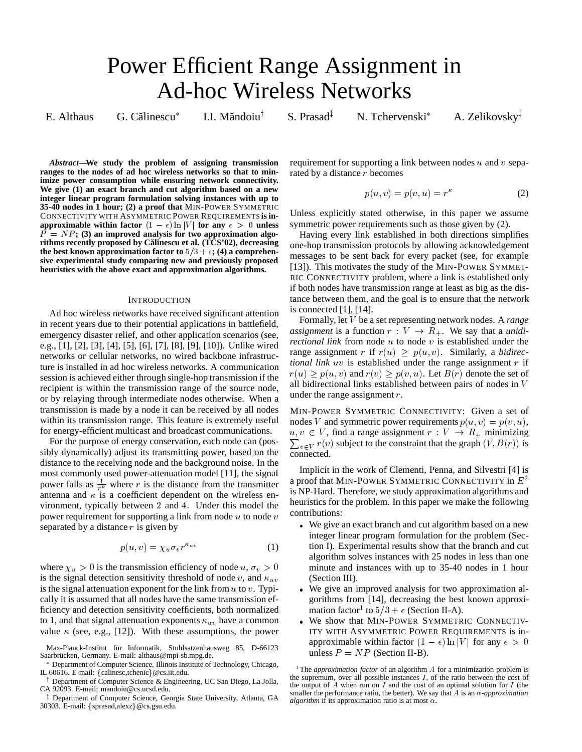# Power Efficient Range Assignment in Ad-hoc Wireless Networks

E. Althaus G. Călinescu* I.I. Măndoiu† S. Prasad‡ N. Tchervenski* A. Zelikovsky‡

***Abstract*—We study the problem of assigning transmission ranges to the nodes of ad hoc wireless networks so that to minimize power consumption while ensuring network connectivity. We give (1) an exact branch and cut algorithm based on a new integer linear program formulation solving instances with up to 35-40 nodes in 1 hour; (2) a proof that MIN-POWER SYMMETRIC CONNECTIVITY WITH ASYMMETRIC POWER REQUIREMENTS is inapproximable within factor $(1-\epsilon)\ln|V|$ for any $\epsilon > 0$ unless $P = NP$; (3) an improved analysis for two approximation algorithms recently proposed by Călinescu et al. (TCS'02), decreasing the best known approximation factor to $5/3+\epsilon$; (4) a comprehensive experimental study comparing new and previously proposed heuristics with the above exact and approximation algorithms.**

## INTRODUCTION

Ad hoc wireless networks have received significant attention in recent years due to their potential applications in battlefield, emergency disaster relief, and other application scenarios (see, e.g., [1], [2], [3], [4], [5], [6], [7], [8], [9], [10]). Unlike wired networks or cellular networks, no wired backbone infrastructure is installed in ad hoc wireless networks. A communication session is achieved either through single-hop transmission if the recipient is within the transmission range of the source node, or by relaying through intermediate nodes otherwise. When a transmission is made by a node it can be received by all nodes within its transmission range. This feature is extremely useful for energy-efficient multicast and broadcast communications.

For the purpose of energy conservation, each node can (possibly dynamically) adjust its transmitting power, based on the distance to the receiving node and the background noise. In the most commonly used power-attenuation model [11], the signal power falls as $\frac{1}{r^\kappa}$ where $r$ is the distance from the transmitter antenna and $\kappa$ is a coefficient dependent on the wireless environment, typically between 2 and 4. Under this model the power requirement for supporting a link from node $u$ to node $v$ separated by a distance $r$ is given by

$$p(u,v) = \chi_u \sigma_v r^{\kappa_{uv}} \tag{1}$$

where $\chi_u > 0$ is the transmission efficiency of node $u$, $\sigma_v > 0$ is the signal detection sensitivity threshold of node $v$, and $\kappa_{uv}$ is the signal attenuation exponent for the link from $u$ to $v$. Typically it is assumed that all nodes have the same transmission efficiency and detection sensitivity coefficients, both normalized to 1, and that signal attenuation exponents $\kappa_{uv}$ have a common value $\kappa$ (see, e.g., [12]). With these assumptions, the power requirement for supporting a link between nodes $u$ and $v$ separated by a distance $r$ becomes

$$p(u,v) = p(v,u) = r^\kappa \tag{2}$$

Unless explicitly stated otherwise, in this paper we assume symmetric power requirements such as those given by (2).

Having every link established in both directions simplifies one-hop transmission protocols by allowing acknowledgement messages to be sent back for every packet (see, for example [13]). This motivates the study of the MIN-POWER SYMMETRIC CONNECTIVITY problem, where a link is established only if both nodes have transmission range at least as big as the distance between them, and the goal is to ensure that the network is connected [1], [14].

Formally, let $V$ be a set representing network nodes. A *range assignment* is a function $r : V \to R_+$. We say that a *unidirectional link* from node $u$ to node $v$ is established under the range assignment $r$ if $r(u) \geq p(u,v)$. Similarly, a *bidirectional link* $uv$ is established under the range assignment $r$ if $r(u) \geq p(u,v)$ and $r(v) \geq p(v,u)$. Let $B(r)$ denote the set of all bidirectional links established between pairs of nodes in $V$ under the range assignment $r$.

MIN-POWER SYMMETRIC CONNECTIVITY: Given a set of nodes $V$ and symmetric power requirements $p(u,v) = p(v,u)$, $u, v \in V$, find a range assignment $r : V \to R_+$ minimizing $\sum_{v \in V} r(v)$ subject to the constraint that the graph $(V, B(r))$ is connected.

Implicit in the work of Clementi, Penna, and Silvestri [4] is a proof that MIN-POWER SYMMETRIC CONNECTIVITY in $E^2$ is NP-Hard. Therefore, we study approximation algorithms and heuristics for the problem. In this paper we make the following contributions:

- We give an exact branch and cut algorithm based on a new integer linear program formulation for the problem (Section I). Experimental results show that the branch and cut algorithm solves instances with 25 nodes in less than one minute and instances with up to 35-40 nodes in 1 hour (Section III).
- We give an improved analysis for two approximation algorithms from [14], decreasing the best known approximation factor[1] to $5/3+\epsilon$ (Section II-A).
- We show that MIN-POWER SYMMETRIC CONNECTIVITY WITH ASYMMETRIC POWER REQUIREMENTS is inapproximable within factor $(1-\epsilon)\ln|V|$ for any $\epsilon > 0$ unless $P = NP$ (Section II-B).

Max-Planck-Institut für Informatik, Stuhlsatzenhausweg 85, D-66123 Saarbrücken, Germany. E-mail: althaus@mpi-sb.mpg.de.

* Department of Computer Science, Illinois Institute of Technology, Chicago, IL 60616. E-mail: {calinesc,tchenic}@cs.iit.edu.

† Department of Computer Science & Engineering, UC San Diego, La Jolla, CA 92093. E-mail: mandoiu@cs.ucsd.edu.

‡ Department of Computer Science, Georgia State University, Atlanta, GA 30303. E-mail: {sprasad,alexz}@cs.gsu.edu.

[1] The *approximation factor* of an algorithm $A$ for a minimization problem is the supremum, over all possible instances $I$, of the ratio between the cost of the output of $A$ when run on $I$ and the cost of an optimal solution for $I$ (the smaller the performance ratio, the better). We say that $A$ is an $\alpha$*-approximation algorithm* if its approximation ratio is at most $\alpha$.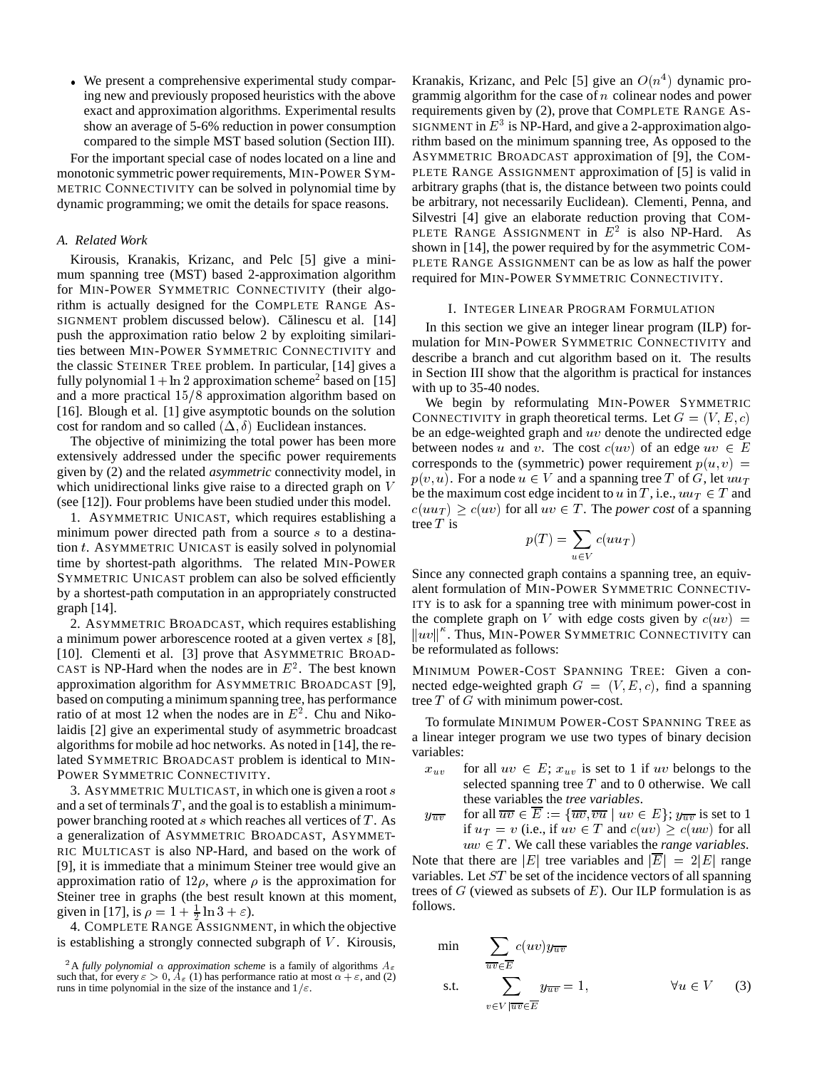- We present a comprehensive experimental study comparing new and previously proposed heuristics with the above exact and approximation algorithms. Experimental results show an average of 5-6% reduction in power consumption compared to the simple MST based solution (Section III).

For the important special case of nodes located on a line and monotonic symmetric power requirements, MIN-POWER SYMMETRIC CONNECTIVITY can be solved in polynomial time by dynamic programming; we omit the details for space reasons.

### A. Related Work

Kirousis, Kranakis, Krizanc, and Pelc [5] give a minimum spanning tree (MST) based 2-approximation algorithm for MIN-POWER SYMMETRIC CONNECTIVITY (their algorithm is actually designed for the COMPLETE RANGE ASSIGNMENT problem discussed below). Călinescu et al. [14] push the approximation ratio below 2 by exploiting similarities between MIN-POWER SYMMETRIC CONNECTIVITY and the classic STEINER TREE problem. In particular, [14] gives a fully polynomial $1+\ln 2$ approximation scheme[2] based on [15] and a more practical $15/8$ approximation algorithm based on [16]. Blough et al. [1] give asymptotic bounds on the solution cost for random and so called $(\Delta, \delta)$ Euclidean instances.

The objective of minimizing the total power has been more extensively addressed under the specific power requirements given by (2) and the related *asymmetric* connectivity model, in which unidirectional links give raise to a directed graph on $V$ (see [12]). Four problems have been studied under this model.

1. ASYMMETRIC UNICAST, which requires establishing a minimum power directed path from a source $s$ to a destination $t$. ASYMMETRIC UNICAST is easily solved in polynomial time by shortest-path algorithms. The related MIN-POWER SYMMETRIC UNICAST problem can also be solved efficiently by a shortest-path computation in an appropriately constructed graph [14].

2. ASYMMETRIC BROADCAST, which requires establishing a minimum power arborescence rooted at a given vertex $s$ [8], [10]. Clementi et al. [3] prove that ASYMMETRIC BROADCAST is NP-Hard when the nodes are in $E^2$. The best known approximation algorithm for ASYMMETRIC BROADCAST [9], based on computing a minimum spanning tree, has performance ratio of at most 12 when the nodes are in $E^2$. Chu and Nikolaidis [2] give an experimental study of asymmetric broadcast algorithms for mobile ad hoc networks. As noted in [14], the related SYMMETRIC BROADCAST problem is identical to MIN-POWER SYMMETRIC CONNECTIVITY.

3. ASYMMETRIC MULTICAST, in which one is given a root $s$ and a set of terminals $T$, and the goal is to establish a minimum-power branching rooted at $s$ which reaches all vertices of $T$. As a generalization of ASYMMETRIC BROADCAST, ASYMMETRIC MULTICAST is also NP-Hard, and based on the work of [9], it is immediate that a minimum Steiner tree would give an approximation ratio of $12\rho$, where $\rho$ is the approximation for Steiner tree in graphs (the best result known at this moment, given in [17], is $\rho = 1 + \frac{1}{2}\ln 3 + \varepsilon$).

4. COMPLETE RANGE ASSIGNMENT, in which the objective is establishing a strongly connected subgraph of $V$. Kirousis, Kranakis, Krizanc, and Pelc [5] give an $O(n^4)$ dynamic programmig algorithm for the case of $n$ colinear nodes and power requirements given by (2), prove that COMPLETE RANGE ASSIGNMENT in $E^3$ is NP-Hard, and give a 2-approximation algorithm based on the minimum spanning tree, As opposed to the ASYMMETRIC BROADCAST approximation of [9], the COMPLETE RANGE ASSIGNMENT approximation of [5] is valid in arbitrary graphs (that is, the distance between two points could be arbitrary, not necessarily Euclidean). Clementi, Penna, and Silvestri [4] give an elaborate reduction proving that COMPLETE RANGE ASSIGNMENT in $E^2$ is also NP-Hard. As shown in [14], the power required by for the asymmetric COMPLETE RANGE ASSIGNMENT can be as low as half the power required for MIN-POWER SYMMETRIC CONNECTIVITY.

[2] A *fully polynomial $\alpha$ approximation scheme* is a family of algorithms $A_\varepsilon$ such that, for every $\varepsilon > 0$, $A_\varepsilon$ (1) has performance ratio at most $\alpha + \varepsilon$, and (2) runs in time polynomial in the size of the instance and $1/\varepsilon$.

## I. INTEGER LINEAR PROGRAM FORMULATION

In this section we give an integer linear program (ILP) formulation for MIN-POWER SYMMETRIC CONNECTIVITY and describe a branch and cut algorithm based on it. The results in Section III show that the algorithm is practical for instances with up to 35-40 nodes.

We begin by reformulating MIN-POWER SYMMETRIC CONNECTIVITY in graph theoretical terms. Let $G = (V, E, c)$ be an edge-weighted graph and $uv$ denote the undirected edge between nodes $u$ and $v$. The cost $c(uv)$ of an edge $uv \in E$ corresponds to the (symmetric) power requirement $p(u, v) = p(v, u)$. For a node $u \in V$ and a spanning tree $T$ of $G$, let $uu_T$ be the maximum cost edge incident to $u$ in $T$, i.e., $uu_T \in T$ and $c(uu_T) \geq c(uv)$ for all $uv \in T$. The *power cost* of a spanning tree $T$ is

$$p(T) = \sum_{u \in V} c(uu_T)$$

Since any connected graph contains a spanning tree, an equivalent formulation of MIN-POWER SYMMETRIC CONNECTIVITY is to ask for a spanning tree with minimum power-cost in the complete graph on $V$ with edge costs given by $c(uv) = \|uv\|^\kappa$. Thus, MIN-POWER SYMMETRIC CONNECTIVITY can be reformulated as follows:

MINIMUM POWER-COST SPANNING TREE: Given a connected edge-weighted graph $G = (V, E, c)$, find a spanning tree $T$ of $G$ with minimum power-cost.

To formulate MINIMUM POWER-COST SPANNING TREE as a linear integer program we use two types of binary decision variables:

- $x_{uv}$ — for all $uv \in E$; $x_{uv}$ is set to 1 if $uv$ belongs to the selected spanning tree $T$ and to 0 otherwise. We call these variables the *tree variables*.
- $y_{\overline{uv}}$ — for all $\overline{uv} \in \overline{E} := \{\overline{uv}, \overline{vu} \mid uv \in E\}$; $y_{\overline{uv}}$ is set to 1 if $u_T = v$ (i.e., if $uv \in T$ and $c(uv) \geq c(uw)$ for all $uw \in T$. We call these variables the *range variables*.

Note that there are $|E|$ tree variables and $|\overline{E}| = 2|E|$ range variables. Let $ST$ be set of the incidence vectors of all spanning trees of $G$ (viewed as subsets of $E$). Our ILP formulation is as follows.

$$\min \quad \sum_{\overline{uv} \in \overline{E}} c(uv) y_{\overline{uv}}$$

$$\text{s.t.} \quad \sum_{v \in V \mid \overline{uv} \in \overline{E}} y_{\overline{uv}} = 1, \qquad \forall u \in V \qquad (3)$$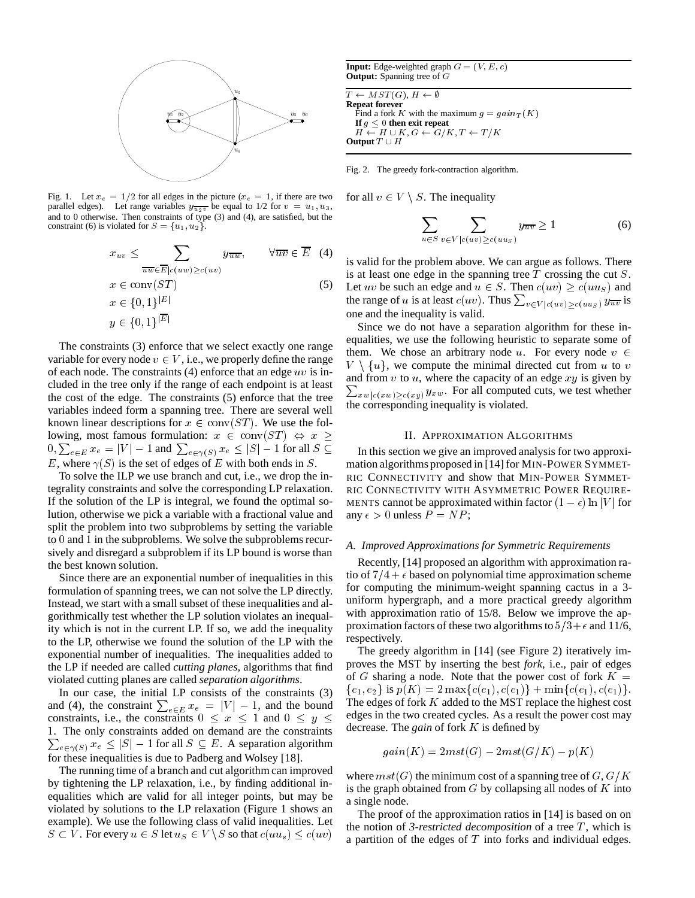Fig. 1. Let $x_e = 1/2$ for all edges in the picture ($x_e = 1$, if there are two parallel edges). Let range variables $y_{\overline{u_2 v}}$ be equal to 1/2 for $v = u_1, u_3$, and to 0 otherwise. Then constraints of type (3) and (4), are satisfied, but the constraint (6) is violated for $S = \{u_1, u_2\}$.

$$x_{uv} \leq \sum_{\overline{uw} \in \overline{E} | c(uw) \geq c(uv)} y_{\overline{uw}}, \qquad \forall \overline{uv} \in \overline{E} \quad (4)$$

$$x \in \text{conv}(ST) \quad (5)$$

$$x \in \{0,1\}^{|E|}$$

$$y \in \{0,1\}^{|\overline{E}|}$$

The constraints (3) enforce that we select exactly one range variable for every node $v \in V$, i.e., we properly define the range of each node. The constraints (4) enforce that an edge $uv$ is included in the tree only if the range of each endpoint is at least the cost of the edge. The constraints (5) enforce that the tree variables indeed form a spanning tree. There are several well known linear descriptions for $x \in \text{conv}(ST)$. We use the following, most famous formulation: $x \in \text{conv}(ST) \Leftrightarrow x \geq 0, \sum_{e \in E} x_e = |V| - 1$ and $\sum_{e \in \gamma(S)} x_e \leq |S| - 1$ for all $S \subseteq E$, where $\gamma(S)$ is the set of edges of $E$ with both ends in $S$.

To solve the ILP we use branch and cut, i.e., we drop the integrality constraints and solve the corresponding LP relaxation. If the solution of the LP is integral, we found the optimal solution, otherwise we pick a variable with a fractional value and split the problem into two subproblems by setting the variable to 0 and 1 in the subproblems. We solve the subproblems recursively and disregard a subproblem if its LP bound is worse than the best known solution.

Since there are an exponential number of inequalities in this formulation of spanning trees, we can not solve the LP directly. Instead, we start with a small subset of these inequalities and algorithmically test whether the LP solution violates an inequality which is not in the current LP. If so, we add the inequality to the LP, otherwise we found the solution of the LP with the exponential number of inequalities. The inequalities added to the LP if needed are called *cutting planes*, algorithms that find violated cutting planes are called *separation algorithms*.

In our case, the initial LP consists of the constraints (3) and (4), the constraint $\sum_{e \in E} x_e = |V| - 1$, and the bound constraints, i.e., the constraints $0 \leq x \leq 1$ and $0 \leq y \leq 1$. The only constraints added on demand are the constraints $\sum_{e \in \gamma(S)} x_e \leq |S| - 1$ for all $S \subseteq E$. A separation algorithm for these inequalities is due to Padberg and Wolsey [18].

The running time of a branch and cut algorithm can improved by tightening the LP relaxation, i.e., by finding additional inequalities which are valid for all integer points, but may be violated by solutions to the LP relaxation (Figure 1 shows an example). We use the following class of valid inequalities. Let $S \subset V$. For every $u \in S$ let $u_S \in V \setminus S$ so that $c(uu_s) \leq c(uv)$ for all $v \in V \setminus S$. The inequality

$$\sum_{u \in S} \sum_{v \in V | c(uv) \geq c(uu_S)} y_{\overline{uv}} \geq 1 \quad (6)$$

is valid for the problem above. We can argue as follows. There is at least one edge in the spanning tree $T$ crossing the cut $S$. Let $uv$ be such an edge and $u \in S$. Then $c(uv) \geq c(uu_S)$ and the range of $u$ is at least $c(uv)$. Thus $\sum_{v \in V | c(uv) \geq c(uu_S)} y_{\overline{uv}}$ is one and the inequality is valid.

Since we do not have a separation algorithm for these inequalities, we use the following heuristic to separate some of them. We chose an arbitrary node $u$. For every node $v \in V \setminus \{u\}$, we compute the minimal directed cut from $u$ to $v$ and from $v$ to $u$, where the capacity of an edge $xy$ is given by $\sum_{xw | c(xw) \geq c(xy)} y_{xw}$. For all computed cuts, we test whether the corresponding inequality is violated.

**Input:** Edge-weighted graph $G = (V, E, c)$
**Output:** Spanning tree of $G$

$T \leftarrow MST(G)$, $H \leftarrow \emptyset$
**Repeat forever**
  Find a fork $K$ with the maximum $g = gain_T(K)$
  **If** $g \leq 0$ **then exit repeat**
  $H \leftarrow H \cup K$, $G \leftarrow G/K$, $T \leftarrow T/K$
**Output** $T \cup H$

Fig. 2. The greedy fork-contraction algorithm.

## II. Approximation Algorithms

In this section we give an improved analysis for two approximation algorithms proposed in [14] for Min-Power Symmetric Connectivity and show that Min-Power Symmetric Connectivity with Asymmetric Power Requirements cannot be approximated within factor $(1 - \epsilon) \ln |V|$ for any $\epsilon > 0$ unless $P = NP$;

### A. Improved Approximations for Symmetric Requirements

Recently, [14] proposed an algorithm with approximation ratio of $7/4 + \epsilon$ based on polynomial time approximation scheme for computing the minimum-weight spanning cactus in a 3-uniform hypergraph, and a more practical greedy algorithm with approximation ratio of 15/8. Below we improve the approximation factors of these two algorithms to $5/3 + \epsilon$ and 11/6, respectively.

The greedy algorithm in [14] (see Figure 2) iteratively improves the MST by inserting the best *fork*, i.e., pair of edges of $G$ sharing a node. Note that the power cost of fork $K = \{e_1, e_2\}$ is $p(K) = 2\max\{c(e_1), c(e_1)\} + \min\{c(e_1), c(e_1)\}$. The edges of fork $K$ added to the MST replace the highest cost edges in the two created cycles. As a result the power cost may decrease. The *gain* of fork $K$ is defined by

$$gain(K) = 2mst(G) - 2mst(G/K) - p(K)$$

where $mst(G)$ the minimum cost of a spanning tree of $G$, $G/K$ is the graph obtained from $G$ by collapsing all nodes of $K$ into a single node.

The proof of the approximation ratios in [14] is based on on the notion of *3-restricted decomposition* of a tree $T$, which is a partition of the edges of $T$ into forks and individual edges.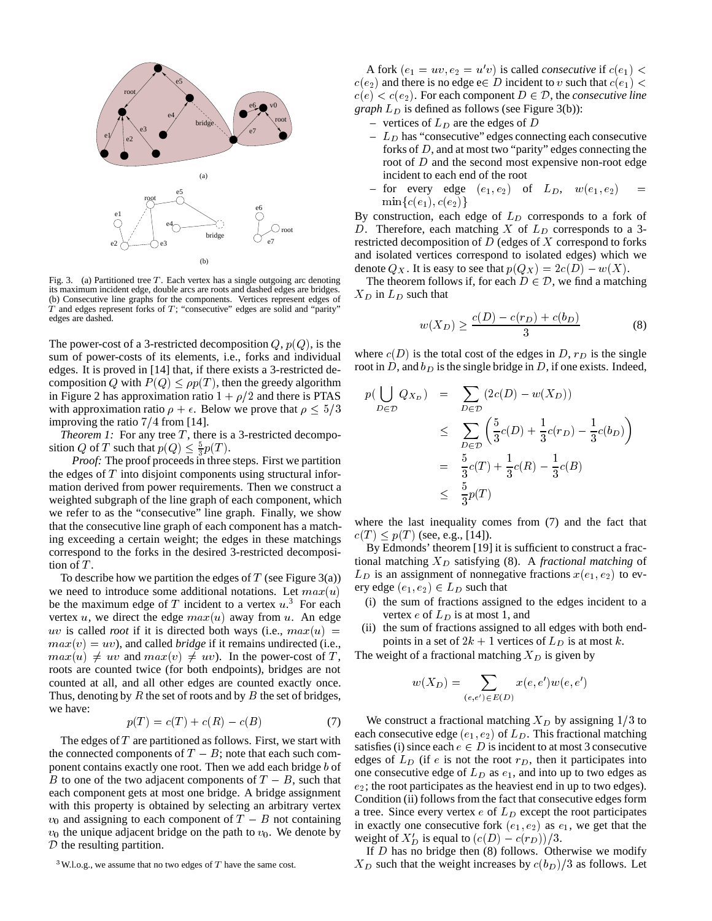Fig. 3. (a) Partitioned tree $T$. Each vertex has a single outgoing arc denoting its maximum incident edge, double arcs are roots and dashed edges are bridges. (b) Consecutive line graphs for the components. Vertices represent edges of $T$ and edges represent forks of $T$; "consecutive" edges are solid and "parity" edges are dashed.

The power-cost of a 3-restricted decomposition $Q$, $p(Q)$, is the sum of power-costs of its elements, i.e., forks and individual edges. It is proved in [14] that, if there exists a 3-restricted decomposition $Q$ with $P(Q) \leq \rho p(T)$, then the greedy algorithm in Figure 2 has approximation ratio $1 + \rho/2$ and there is PTAS with approximation ratio $\rho + \epsilon$. Below we prove that $\rho \leq 5/3$ improving the ratio $7/4$ from [14].

*Theorem 1:* For any tree $T$, there is a 3-restricted decomposition $Q$ of $T$ such that $p(Q) \leq \frac{5}{3}p(T)$.

*Proof:* The proof proceeds in three steps. First we partition the edges of $T$ into disjoint components using structural information derived from power requirements. Then we construct a weighted subgraph of the line graph of each component, which we refer to as the "consecutive" line graph. Finally, we show that the consecutive line graph of each component has a matching exceeding a certain weight; the edges in these matchings correspond to the forks in the desired 3-restricted decomposition of $T$.

To describe how we partition the edges of $T$ (see Figure 3(a)) we need to introduce some additional notations. Let $max(u)$ be the maximum edge of $T$ incident to a vertex $u$.[3] For each vertex $u$, we direct the edge $max(u)$ away from $u$. An edge $uv$ is called *root* if it is directed both ways (i.e., $max(u) = max(v) = uv$), and called *bridge* if it remains undirected (i.e., $max(u) \neq uv$ and $max(v) \neq uv$). In the power-cost of $T$, roots are counted twice (for both endpoints), bridges are not counted at all, and all other edges are counted exactly once. Thus, denoting by $R$ the set of roots and by $B$ the set of bridges, we have:

$$p(T) = c(T) + c(R) - c(B) \qquad (7)$$

The edges of $T$ are partitioned as follows. First, we start with the connected components of $T - B$; note that each such component contains exactly one root. Then we add each bridge $b$ of $B$ to one of the two adjacent components of $T - B$, such that each component gets at most one bridge. A bridge assignment with this property is obtained by selecting an arbitrary vertex $v_0$ and assigning to each component of $T - B$ not containing $v_0$ the unique adjacent bridge on the path to $v_0$. We denote by $\mathcal{D}$ the resulting partition.

[3] W.l.o.g., we assume that no two edges of $T$ have the same cost.

A fork $(e_1 = uv, e_2 = u'v)$ is called *consecutive* if $c(e_1) < c(e_2)$ and there is no edge e$\in D$ incident to $v$ such that $c(e_1) < c(e) < c(e_2)$. For each component $D \in \mathcal{D}$, the *consecutive line graph* $L_D$ is defined as follows (see Figure 3(b)):

- vertices of $L_D$ are the edges of $D$
- $L_D$ has "consecutive" edges connecting each consecutive forks of $D$, and at most two "parity" edges connecting the root of $D$ and the second most expensive non-root edge incident to each end of the root
- for every edge $(e_1, e_2)$ of $L_D$, $w(e_1, e_2) = \min\{c(e_1), c(e_2)\}$

By construction, each edge of $L_D$ corresponds to a fork of $D$. Therefore, each matching $X$ of $L_D$ corresponds to a 3-restricted decomposition of $D$ (edges of $X$ correspond to forks and isolated vertices correspond to isolated edges) which we denote $Q_X$. It is easy to see that $p(Q_X) = 2c(D) - w(X)$.

The theorem follows if, for each $D \in \mathcal{D}$, we find a matching $X_D$ in $L_D$ such that

$$w(X_D) \geq \frac{c(D) - c(r_D) + c(b_D)}{3} \qquad (8)$$

where $c(D)$ is the total cost of the edges in $D$, $r_D$ is the single root in $D$, and $b_D$ is the single bridge in $D$, if one exists. Indeed,

$$\begin{aligned}
p(\bigcup_{D\in\mathcal{D}} Q_{X_D}) &= \sum_{D\in\mathcal{D}} (2c(D) - w(X_D)) \\
&\leq \sum_{D\in\mathcal{D}} \left(\frac{5}{3}c(D) + \frac{1}{3}c(r_D) - \frac{1}{3}c(b_D)\right) \\
&= \frac{5}{3}c(T) + \frac{1}{3}c(R) - \frac{1}{3}c(B) \\
&\leq \frac{5}{3}p(T)
\end{aligned}$$

where the last inequality comes from (7) and the fact that $c(T) \leq p(T)$ (see, e.g., [14]).

By Edmonds' theorem [19] it is sufficient to construct a fractional matching $X_D$ satisfying (8). A *fractional matching* of $L_D$ is an assignment of nonnegative fractions $x(e_1, e_2)$ to every edge $(e_1, e_2) \in L_D$ such that

(i) the sum of fractions assigned to the edges incident to a vertex $e$ of $L_D$ is at most 1, and
(ii) the sum of fractions assigned to all edges with both endpoints in a set of $2k + 1$ vertices of $L_D$ is at most $k$.

The weight of a fractional matching $X_D$ is given by

$$w(X_D) = \sum_{(e,e')\in E(D)} x(e, e')w(e, e')$$

We construct a fractional matching $X_D$ by assigning $1/3$ to each consecutive edge $(e_1, e_2)$ of $L_D$. This fractional matching satisfies (i) since each $e \in D$ is incident to at most 3 consecutive edges of $L_D$ (if $e$ is not the root $r_D$, then it participates into one consecutive edge of $L_D$ as $e_1$, and into up to two edges as $e_2$; the root participates as the heaviest end in up to two edges). Condition (ii) follows from the fact that consecutive edges form a tree. Since every vertex $e$ of $L_D$ except the root participates in exactly one consecutive fork $(e_1, e_2)$ as $e_1$, we get that the weight of $X'_D$ is equal to $(c(D) - c(r_D))/3$.

If $D$ has no bridge then (8) follows. Otherwise we modify $X_D$ such that the weight increases by $c(b_D)/3$ as follows. Let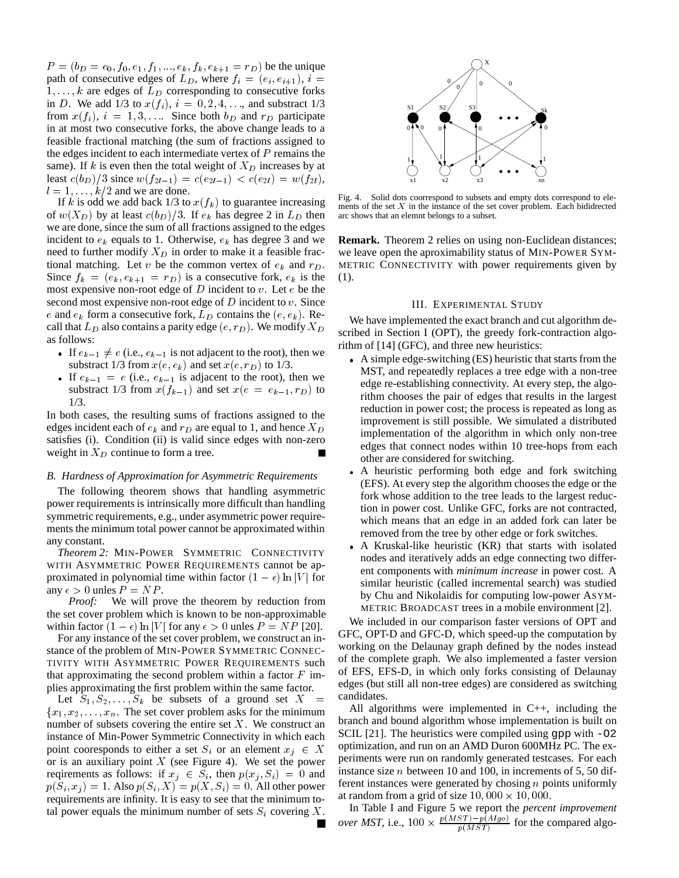$P = (b_D = e_0, f_0, e_1, f_1, ..., e_k, f_k, e_{k+1} = r_D)$ be the unique path of consecutive edges of $L_D$, where $f_i = (e_i, e_{i+1})$, $i = 1, \ldots, k$ are edges of $L_D$ corresponding to consecutive forks in $D$. We add 1/3 to $x(f_i)$, $i = 0, 2, 4, \ldots$, and substract 1/3 from $x(f_i)$, $i = 1, 3, \ldots$. Since both $b_D$ and $r_D$ participate in at most two consecutive forks, the above change leads to a feasible fractional matching (the sum of fractions assigned to the edges incident to each intermediate vertex of $P$ remains the same). If $k$ is even then the total weight of $X_D$ increases by at least $c(b_D)/3$ since $w(f_{2l-1}) = c(e_{2l-1}) < c(e_{2l}) = w(f_{2l})$, $l = 1, \ldots, k/2$ and we are done.

If $k$ is odd we add back 1/3 to $x(f_k)$ to guarantee increasing of $w(X_D)$ by at least $c(b_D)/3$. If $e_k$ has degree 2 in $L_D$ then we are done, since the sum of all fractions assigned to the edges incident to $e_k$ equals to 1. Otherwise, $e_k$ has degree 3 and we need to further modify $X_D$ in order to make it a feasible fractional matching. Let $v$ be the common vertex of $e_k$ and $r_D$. Since $f_k = (e_k, e_{k+1} = r_D)$ is a consecutive fork, $e_k$ is the most expensive non-root edge of $D$ incident to $v$. Let $e$ be the second most expensive non-root edge of $D$ incident to $v$. Since $e$ and $e_k$ form a consecutive fork, $L_D$ contains the $(e, e_k)$. Recall that $L_D$ also contains a parity edge $(e, r_D)$. We modify $X_D$ as follows:

- If $e_{k-1} \neq e$ (i.e., $e_{k-1}$ is not adjacent to the root), then we substract 1/3 from $x(e, e_k)$ and set $x(e, r_D)$ to 1/3.
- If $e_{k-1} = e$ (i.e., $e_{k-1}$ is adjacent to the root), then we substract 1/3 from $x(f_{k-1})$ and set $x(e = e_{k-1}, r_D)$ to 1/3.

In both cases, the resulting sums of fractions assigned to the edges incident each of $e_k$ and $r_D$ are equal to 1, and hence $X_D$ satisfies (i). Condition (ii) is valid since edges with non-zero weight in $X_D$ continue to form a tree. ∎

### B. Hardness of Approximation for Asymmetric Requirements

The following theorem shows that handling asymmetric power requirements is intrinsically more difficult than handling symmetric requirements, e.g., under asymmetric power requirements the minimum total power cannot be approximated within any constant.

*Theorem 2:* MIN-POWER SYMMETRIC CONNECTIVITY WITH ASYMMETRIC POWER REQUIREMENTS cannot be approximated in polynomial time within factor $(1 - \epsilon) \ln |V|$ for any $\epsilon > 0$ unles $P = NP$.

*Proof:* We will prove the theorem by reduction from the set cover problem which is known to be non-approximable within factor $(1 - \epsilon) \ln |V|$ for any $\epsilon > 0$ unles $P = NP$ [20].

For any instance of the set cover problem, we construct an instance of the problem of MIN-POWER SYMMETRIC CONNECTIVITY WITH ASYMMETRIC POWER REQUIREMENTS such that approximating the second problem within a factor $F$ implies approximating the first problem within the same factor.

Let $S_1, S_2, \ldots, S_k$ be subsets of a ground set $X = \{x_1, x_2, \ldots, x_n\}$. The set cover problem asks for the minimum number of subsets covering the entire set $X$. We construct an instance of Min-Power Symmetric Connectivity in which each point cooresponds to either a set $S_i$ or an element $x_j \in X$ or is an auxiliary point $X$ (see Figure 4). We set the power reqirements as follows: if $x_j \in S_i$, then $p(x_j, S_i) = 0$ and $p(S_i, x_j) = 1$. Also $p(S_i, X) = p(X, S_i) = 0$. All other power requirements are infinity. It is easy to see that the minimum total power equals the minimum number of sets $S_i$ covering $X$. ∎

Fig. 4. Solid dots coorrespond to subsets and empty dots correspond to elements of the set $X$ in the instance of the set cover problem. Each bididrected arc shows that an elemnt belongs to a subset.

**Remark.** Theorem 2 relies on using non-Euclidean distances; we leave open the aproximability status of MIN-POWER SYMMETRIC CONNECTIVITY with power requirements given by (1).

## III. EXPERIMENTAL STUDY

We have implemented the exact branch and cut algorithm described in Section I (OPT), the greedy fork-contraction algorithm of [14] (GFC), and three new heuristics:

- A simple edge-switching (ES) heuristic that starts from the MST, and repeatedly replaces a tree edge with a non-tree edge re-establishing connectivity. At every step, the algorithm chooses the pair of edges that results in the largest reduction in power cost; the process is repeated as long as improvement is still possible. We simulated a distributed implementation of the algorithm in which only non-tree edges that connect nodes within 10 tree-hops from each other are considered for switching.
- A heuristic performing both edge and fork switching (EFS). At every step the algorithm chooses the edge or the fork whose addition to the tree leads to the largest reduction in power cost. Unlike GFC, forks are not contracted, which means that an edge in an added fork can later be removed from the tree by other edge or fork switches.
- A Kruskal-like heuristic (KR) that starts with isolated nodes and iteratively adds an edge connecting two different components with *minimum increase* in power cost. A similar heuristic (called incremental search) was studied by Chu and Nikolaidis for computing low-power ASYMMETRIC BROADCAST trees in a mobile environment [2].

We included in our comparison faster versions of OPT and GFC, OPT-D and GFC-D, which speed-up the computation by working on the Delaunay graph defined by the nodes instead of the complete graph. We also implemented a faster version of EFS, EFS-D, in which only forks consisting of Delaunay edges (but still all non-tree edges) are considered as switching candidates.

All algorithms were implemented in C++, including the branch and bound algorithm whose implementation is built on SCIL [21]. The heuristics were compiled using `gpp` with `-O2` optimization, and run on an AMD Duron 600MHz PC. The experiments were run on randomly generated testcases. For each instance size $n$ between 10 and 100, in increments of 5, 50 different instances were generated by chosing $n$ points uniformly at random from a grid of size $10,000 \times 10,000$.

In Table I and Figure 5 we report the *percent improvement over MST*, i.e., $100 \times \frac{p(MST) - p(Algo)}{p(MST)}$ for the compared algo-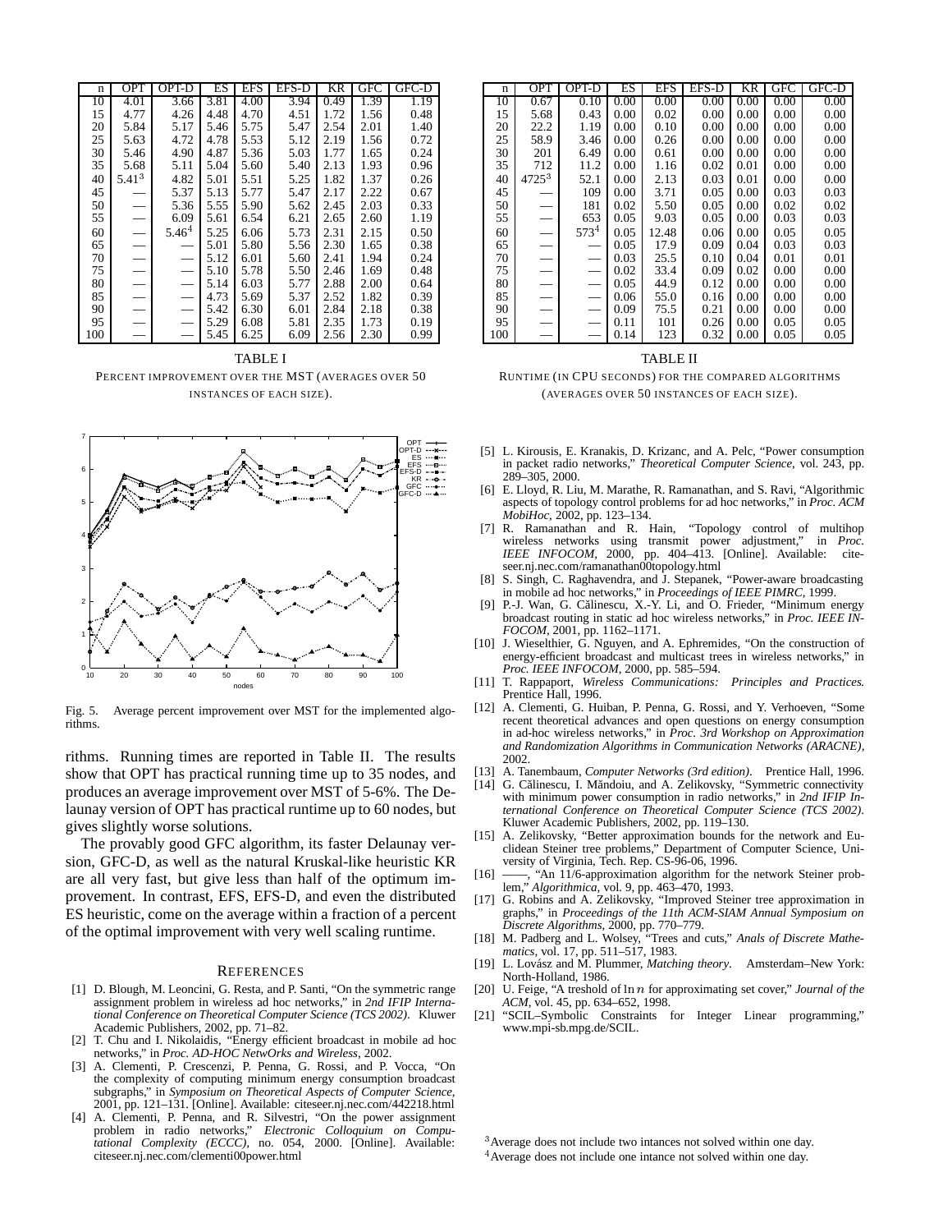| n | OPT | OPT-D | ES | EFS | EFS-D | KR | GFC | GFC-D |
|---|---|---|---|---|---|---|---|---|
| 10 | 4.01 | 3.66 | 3.81 | 4.00 | 3.94 | 0.49 | 1.39 | 1.19 |
| 15 | 4.77 | 4.26 | 4.48 | 4.70 | 4.51 | 1.72 | 1.56 | 0.48 |
| 20 | 5.84 | 5.17 | 5.46 | 5.75 | 5.47 | 2.54 | 2.01 | 1.40 |
| 25 | 5.63 | 4.72 | 4.78 | 5.53 | 5.12 | 2.19 | 1.56 | 0.72 |
| 30 | 5.46 | 4.90 | 4.87 | 5.36 | 5.03 | 1.77 | 1.65 | 0.24 |
| 35 | 5.68 | 5.11 | 5.04 | 5.60 | 5.40 | 2.13 | 1.93 | 0.96 |
| 40 | 5.41[3] | 4.82 | 5.01 | 5.51 | 5.25 | 1.82 | 1.37 | 0.26 |
| 45 | — | 5.37 | 5.13 | 5.77 | 5.47 | 2.17 | 2.22 | 0.67 |
| 50 | — | 5.36 | 5.55 | 5.90 | 5.62 | 2.45 | 2.03 | 0.33 |
| 55 | — | 6.09 | 5.61 | 6.54 | 6.21 | 2.65 | 2.60 | 1.19 |
| 60 | — | 5.46[4] | 5.25 | 6.06 | 5.73 | 2.31 | 2.15 | 0.50 |
| 65 | — | — | 5.01 | 5.80 | 5.56 | 2.30 | 1.65 | 0.38 |
| 70 | — | — | 5.12 | 6.01 | 5.60 | 2.41 | 1.94 | 0.24 |
| 75 | — | — | 5.10 | 5.78 | 5.50 | 2.46 | 1.69 | 0.48 |
| 80 | — | — | 5.14 | 6.03 | 5.77 | 2.88 | 2.00 | 0.64 |
| 85 | — | — | 4.73 | 5.69 | 5.37 | 2.52 | 1.82 | 0.39 |
| 90 | — | — | 5.42 | 6.30 | 6.01 | 2.84 | 2.18 | 0.38 |
| 95 | — | — | 5.29 | 6.08 | 5.81 | 2.35 | 1.73 | 0.19 |
| 100 | — | — | 5.45 | 6.25 | 6.09 | 2.56 | 2.30 | 0.99 |

TABLE I

PERCENT IMPROVEMENT OVER THE MST (AVERAGES OVER 50 INSTANCES OF EACH SIZE).

| n | OPT | OPT-D | ES | EFS | EFS-D | KR | GFC | GFC-D |
|---|---|---|---|---|---|---|---|---|
| 10 | 0.67 | 0.10 | 0.00 | 0.00 | 0.00 | 0.00 | 0.00 | 0.00 |
| 15 | 5.68 | 0.43 | 0.00 | 0.02 | 0.00 | 0.00 | 0.00 | 0.00 |
| 20 | 22.2 | 1.19 | 0.00 | 0.10 | 0.00 | 0.00 | 0.00 | 0.00 |
| 25 | 58.9 | 3.46 | 0.00 | 0.26 | 0.00 | 0.00 | 0.00 | 0.00 |
| 30 | 201 | 6.49 | 0.00 | 0.61 | 0.00 | 0.00 | 0.00 | 0.00 |
| 35 | 712 | 11.2 | 0.00 | 1.16 | 0.02 | 0.01 | 0.00 | 0.00 |
| 40 | 4725[3] | 52.1 | 0.00 | 2.13 | 0.03 | 0.01 | 0.00 | 0.00 |
| 45 | — | 109 | 0.00 | 3.71 | 0.05 | 0.00 | 0.03 | 0.03 |
| 50 | — | 181 | 0.02 | 5.50 | 0.05 | 0.00 | 0.02 | 0.02 |
| 55 | — | 653 | 0.05 | 9.03 | 0.05 | 0.00 | 0.03 | 0.03 |
| 60 | — | 573[4] | 0.05 | 12.48 | 0.06 | 0.00 | 0.05 | 0.05 |
| 65 | — | — | 0.05 | 17.9 | 0.09 | 0.04 | 0.03 | 0.03 |
| 70 | — | — | 0.03 | 25.5 | 0.10 | 0.04 | 0.01 | 0.01 |
| 75 | — | — | 0.02 | 33.4 | 0.09 | 0.02 | 0.00 | 0.00 |
| 80 | — | — | 0.05 | 44.9 | 0.12 | 0.00 | 0.00 | 0.00 |
| 85 | — | — | 0.06 | 55.0 | 0.16 | 0.00 | 0.00 | 0.00 |
| 90 | — | — | 0.09 | 75.5 | 0.21 | 0.00 | 0.00 | 0.00 |
| 95 | — | — | 0.11 | 101 | 0.26 | 0.00 | 0.05 | 0.05 |
| 100 | — | — | 0.14 | 123 | 0.32 | 0.00 | 0.05 | 0.05 |

TABLE II

RUNTIME (IN CPU SECONDS) FOR THE COMPARED ALGORITHMS (AVERAGES OVER 50 INSTANCES OF EACH SIZE).

OPT
OPT-D
ES
EFS
EFS-D
KR
GFC
GFC-D

0
1
2
3
4
5
6
7

10 20 30 40 50 60 70 80 90 100

nodes

Fig. 5. Average percent improvement over MST for the implemented algorithms.

rithms. Running times are reported in Table II. The results show that OPT has practical running time up to 35 nodes, and produces an average improvement over MST of 5-6%. The Delaunay version of OPT has practical runtime up to 60 nodes, but gives slightly worse solutions.

The provably good GFC algorithm, its faster Delaunay version, GFC-D, as well as the natural Kruskal-like heuristic KR are all very fast, but give less than half of the optimum improvement. In contrast, EFS, EFS-D, and even the distributed ES heuristic, come on the average within a fraction of a percent of the optimal improvement with very well scaling runtime.

## REFERENCES

[1] D. Blough, M. Leoncini, G. Resta, and P. Santi, "On the symmetric range assignment problem in wireless ad hoc networks," in *2nd IFIP International Conference on Theoretical Computer Science (TCS 2002)*. Kluwer Academic Publishers, 2002, pp. 71–82.

[2] T. Chu and I. Nikolaidis, "Energy efficient broadcast in mobile ad hoc networks," in *Proc. AD-HOC NetwOrks and Wireless*, 2002.

[3] A. Clementi, P. Crescenzi, P. Penna, G. Rossi, and P. Vocca, "On the complexity of computing minimum energy consumption broadcast subgraphs," in *Symposium on Theoretical Aspects of Computer Science*, 2001, pp. 121–131. [Online]. Available: citeseer.nj.nec.com/442218.html

[4] A. Clementi, P. Penna, and R. Silvestri, "On the power assignment problem in radio networks," *Electronic Colloquium on Computational Complexity (ECCC)*, no. 054, 2000. [Online]. Available: citeseer.nj.nec.com/clementi00power.html

[5] L. Kirousis, E. Kranakis, D. Krizanc, and A. Pelc, "Power consumption in packet radio networks," *Theoretical Computer Science*, vol. 243, pp. 289–305, 2000.

[6] E. Lloyd, R. Liu, M. Marathe, R. Ramanathan, and S. Ravi, "Algorithmic aspects of topology control problems for ad hoc networks," in *Proc. ACM MobiHoc*, 2002, pp. 123–134.

[7] R. Ramanathan and R. Hain, "Topology control of multihop wireless networks using transmit power adjustment," in *Proc. IEEE INFOCOM*, 2000, pp. 404–413. [Online]. Available: citeseer.nj.nec.com/ramanathan00topology.html

[8] S. Singh, C. Raghavendra, and J. Stepanek, "Power-aware broadcasting in mobile ad hoc networks," in *Proceedings of IEEE PIMRC*, 1999.

[9] P.-J. Wan, G. Călinescu, X.-Y. Li, and O. Frieder, "Minimum energy broadcast routing in static ad hoc wireless networks," in *Proc. IEEE INFOCOM*, 2001, pp. 1162–1171.

[10] J. Wieselthier, G. Nguyen, and A. Ephremides, "On the construction of energy-efficient broadcast and multicast trees in wireless networks," in *Proc. IEEE INFOCOM*, 2000, pp. 585–594.

[11] T. Rappaport, *Wireless Communications: Principles and Practices.* Prentice Hall, 1996.

[12] A. Clementi, G. Huiban, P. Penna, G. Rossi, and Y. Verhoeven, "Some recent theoretical advances and open questions on energy consumption in ad-hoc wireless networks," in *Proc. 3rd Workshop on Approximation and Randomization Algorithms in Communication Networks (ARACNE)*, 2002.

[13] A. Tanembaum, *Computer Networks (3rd edition)*. Prentice Hall, 1996.

[14] G. Călinescu, I. Măndoiu, and A. Zelikovsky, "Symmetric connectivity with minimum power consumption in radio networks," in *2nd IFIP International Conference on Theoretical Computer Science (TCS 2002)*. Kluwer Academic Publishers, 2002, pp. 119–130.

[15] A. Zelikovsky, "Better approximation bounds for the network and Euclidean Steiner tree problems," Department of Computer Science, University of Virginia, Tech. Rep. CS-96-06, 1996.

[16] ——, "An 11/6-approximation algorithm for the network Steiner problem," *Algorithmica*, vol. 9, pp. 463–470, 1993.

[17] G. Robins and A. Zelikovsky, "Improved Steiner tree approximation in graphs," in *Proceedings of the 11th ACM-SIAM Annual Symposium on Discrete Algorithms*, 2000, pp. 770–779.

[18] M. Padberg and L. Wolsey, "Trees and cuts," *Anals of Discrete Mathematics*, vol. 17, pp. 511–517, 1983.

[19] L. Lovász and M. Plummer, *Matching theory*. Amsterdam–New York: North-Holland, 1986.

[20] U. Feige, "A treshold of $\ln n$ for approximating set cover," *Journal of the ACM*, vol. 45, pp. 634–652, 1998.

[21] "SCIL–Symbolic Constraints for Integer Linear programming," www.mpi-sb.mpg.de/SCIL.

[3] Average does not include two intances not solved within one day.

[4] Average does not include one intance not solved within one day.